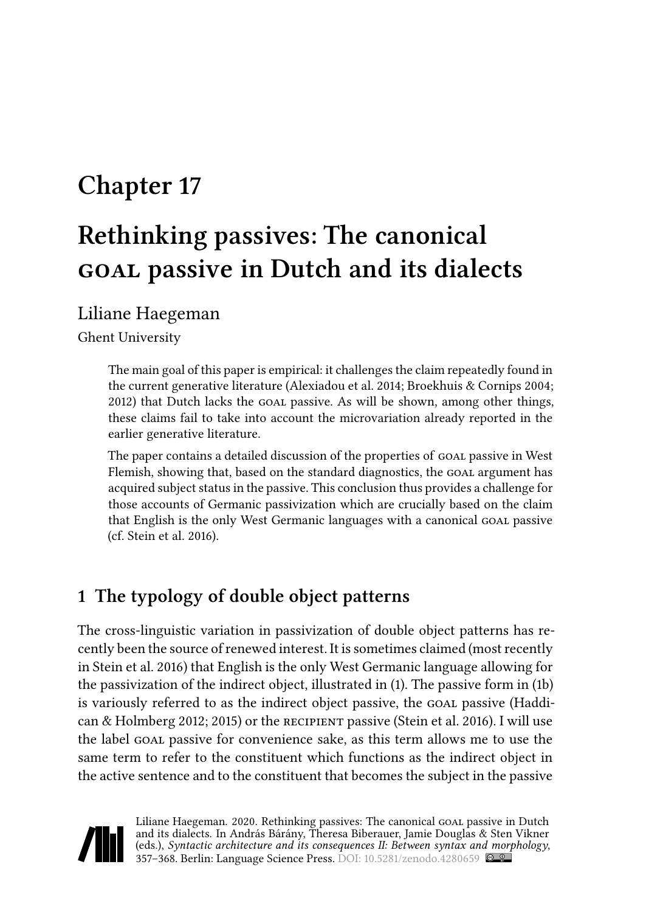# Chapter 17

# Rethinking passives: The canonical GOAL passive in Dutch and its dialects

Liliane Haegeman

Ghent University

> The main goal of this paper is empirical: it challenges the claim repeatedly found in the current generative literature (Alexiadou et al. 2014; Broekhuis & Cornips 2004; 2012) that Dutch lacks the GOAL passive. As will be shown, among other things, these claims fail to take into account the microvariation already reported in the earlier generative literature.
>
> The paper contains a detailed discussion of the properties of GOAL passive in West Flemish, showing that, based on the standard diagnostics, the GOAL argument has acquired subject status in the passive. This conclusion thus provides a challenge for those accounts of Germanic passivization which are crucially based on the claim that English is the only West Germanic languages with a canonical GOAL passive (cf. Stein et al. 2016).

## 1 The typology of double object patterns

The cross-linguistic variation in passivization of double object patterns has recently been the source of renewed interest. It is sometimes claimed (most recently in Stein et al. 2016) that English is the only West Germanic language allowing for the passivization of the indirect object, illustrated in (1). The passive form in (1b) is variously referred to as the indirect object passive, the GOAL passive (Haddican & Holmberg 2012; 2015) or the RECIPIENT passive (Stein et al. 2016). I will use the label GOAL passive for convenience sake, as this term allows me to use the same term to refer to the constituent which functions as the indirect object in the active sentence and to the constituent that becomes the subject in the passive

Liliane Haegeman. 2020. Rethinking passives: The canonical GOAL passive in Dutch and its dialects. In András Bárány, Theresa Biberauer, Jamie Douglas & Sten Vikner (eds.), *Syntactic architecture and its consequences II: Between syntax and morphology*, 357–368. Berlin: Language Science Press. DOI: 10.5281/zenodo.4280659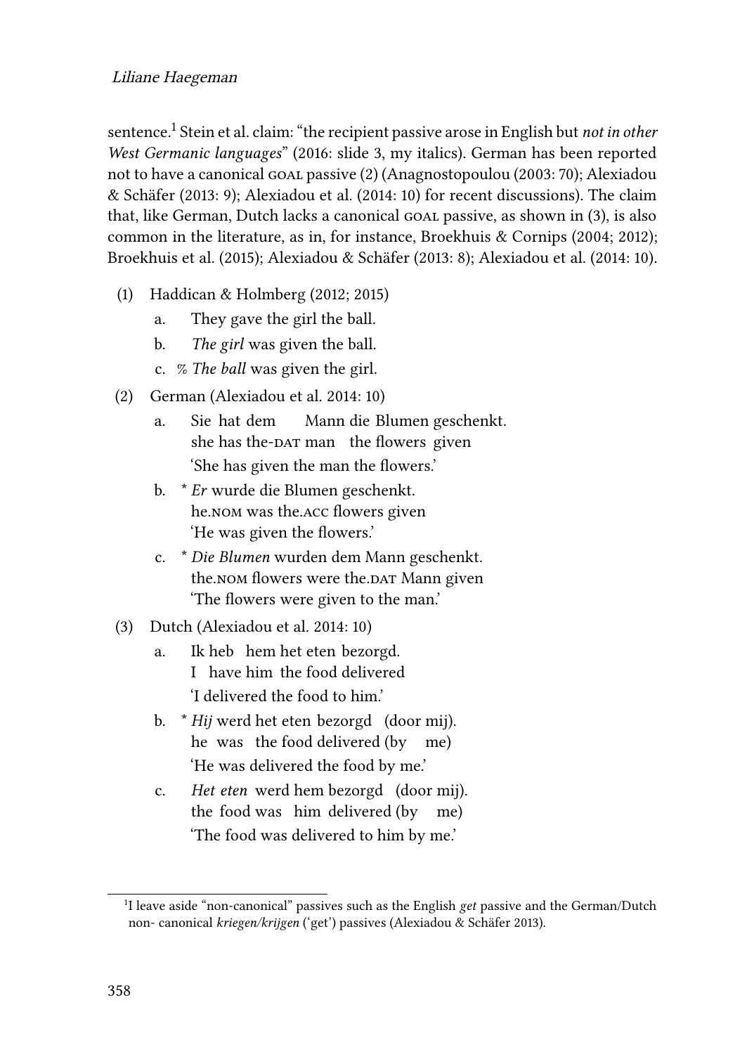sentence.[1] Stein et al. claim: "the recipient passive arose in English but *not in other West Germanic languages*" (2016: slide 3, my italics). German has been reported not to have a canonical GOAL passive (2) (Anagnostopoulou (2003: 70); Alexiadou & Schäfer (2013: 9); Alexiadou et al. (2014: 10) for recent discussions). The claim that, like German, Dutch lacks a canonical GOAL passive, as shown in (3), is also common in the literature, as in, for instance, Broekhuis & Cornips (2004; 2012); Broekhuis et al. (2015); Alexiadou & Schäfer (2013: 8); Alexiadou et al. (2014: 10).

(1) Haddican & Holmberg (2012; 2015)

   a. They gave the girl the ball.

   b. *The girl* was given the ball.

   c. % *The ball* was given the girl.

(2) German (Alexiadou et al. 2014: 10)

   a. Sie hat dem Mann die Blumen geschenkt.
      she has the-DAT man the flowers given
      'She has given the man the flowers.'

   b. * *Er* wurde die Blumen geschenkt.
      he.NOM was the.ACC flowers given
      'He was given the flowers.'

   c. * *Die Blumen* wurden dem Mann geschenkt.
      the.NOM flowers were the.DAT Mann given
      'The flowers were given to the man.'

(3) Dutch (Alexiadou et al. 2014: 10)

   a. Ik heb hem het eten bezorgd.
      I have him the food delivered
      'I delivered the food to him.'

   b. * *Hij* werd het eten bezorgd (door mij).
      he was the food delivered (by me)
      'He was delivered the food by me.'

   c. *Het eten* werd hem bezorgd (door mij).
      the food was him delivered (by me)
      'The food was delivered to him by me.'

---

[1] I leave aside "non-canonical" passives such as the English *get* passive and the German/Dutch non- canonical *kriegen/krijgen* ('get') passives (Alexiadou & Schäfer 2013).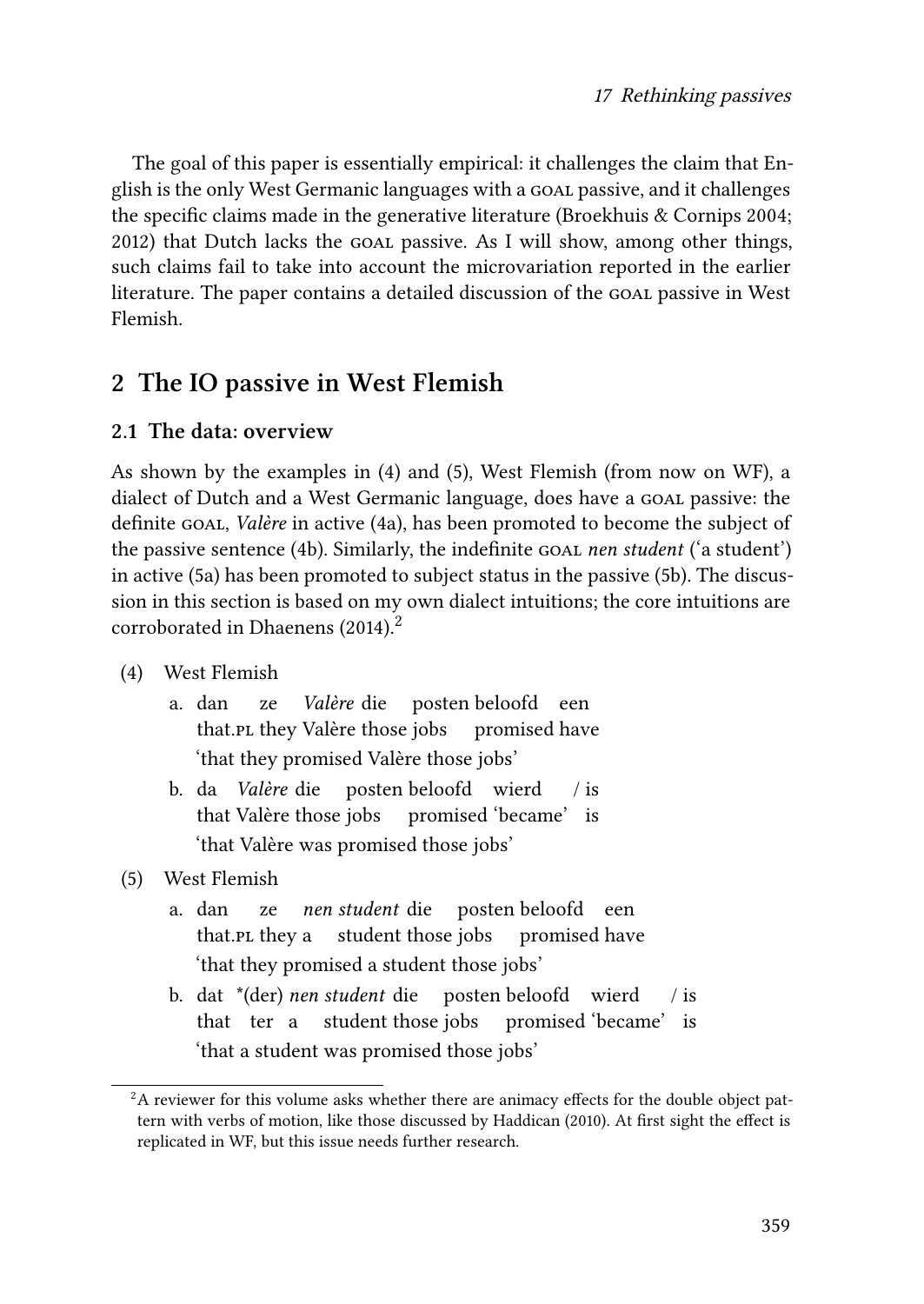The goal of this paper is essentially empirical: it challenges the claim that English is the only West Germanic languages with a GOAL passive, and it challenges the specific claims made in the generative literature (Broekhuis & Cornips 2004; 2012) that Dutch lacks the GOAL passive. As I will show, among other things, such claims fail to take into account the microvariation reported in the earlier literature. The paper contains a detailed discussion of the GOAL passive in West Flemish.

## 2 The IO passive in West Flemish

### 2.1 The data: overview

As shown by the examples in (4) and (5), West Flemish (from now on WF), a dialect of Dutch and a West Germanic language, does have a GOAL passive: the definite GOAL, *Valère* in active (4a), has been promoted to become the subject of the passive sentence (4b). Similarly, the indefinite GOAL *nen student* ('a student') in active (5a) has been promoted to subject status in the passive (5b). The discussion in this section is based on my own dialect intuitions; the core intuitions are corroborated in Dhaenens (2014).[2]

(4) West Flemish

a. dan ze *Valère* die posten beloofd een
   that.PL they Valère those jobs promised have
   'that they promised Valère those jobs'

b. da *Valère* die posten beloofd wierd / is
   that Valère those jobs promised 'became' is
   'that Valère was promised those jobs'

(5) West Flemish

a. dan ze *nen student* die posten beloofd een
   that.PL they a student those jobs promised have
   'that they promised a student those jobs'

b. dat *(der) *nen student* die posten beloofd wierd / is
   that ter a student those jobs promised 'became' is
   'that a student was promised those jobs'

[2]A reviewer for this volume asks whether there are animacy effects for the double object pattern with verbs of motion, like those discussed by Haddican (2010). At first sight the effect is replicated in WF, but this issue needs further research.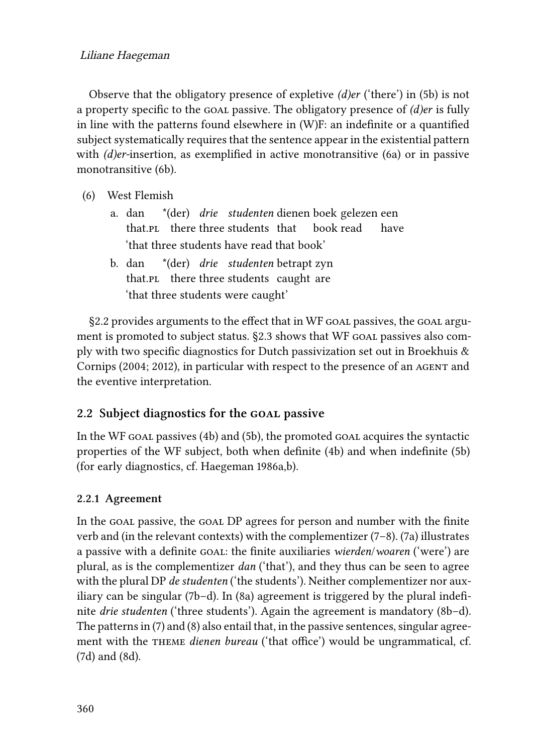Observe that the obligatory presence of expletive *(d)er* ('there') in (5b) is not a property specific to the GOAL passive. The obligatory presence of *(d)er* is fully in line with the patterns found elsewhere in (W)F: an indefinite or a quantified subject systematically requires that the sentence appear in the existential pattern with *(d)er*-insertion, as exemplified in active monotransitive (6a) or in passive monotransitive (6b).

(6) West Flemish

a. dan *(der) *drie studenten* dienen boek gelezen een
   that.PL there three students that book read have
   'that three students have read that book'

b. dan *(der) *drie studenten* betrapt zyn
   that.PL there three students caught are
   'that three students were caught'

§2.2 provides arguments to the effect that in WF GOAL passives, the GOAL argument is promoted to subject status. §2.3 shows that WF GOAL passives also comply with two specific diagnostics for Dutch passivization set out in Broekhuis & Cornips (2004; 2012), in particular with respect to the presence of an AGENT and the eventive interpretation.

## 2.2 Subject diagnostics for the GOAL passive

In the WF GOAL passives (4b) and (5b), the promoted GOAL acquires the syntactic properties of the WF subject, both when definite (4b) and when indefinite (5b) (for early diagnostics, cf. Haegeman 1986a,b).

### 2.2.1 Agreement

In the GOAL passive, the GOAL DP agrees for person and number with the finite verb and (in the relevant contexts) with the complementizer (7–8). (7a) illustrates a passive with a definite GOAL: the finite auxiliaries *wierden*/*woaren* ('were') are plural, as is the complementizer *dan* ('that'), and they thus can be seen to agree with the plural DP *de studenten* ('the students'). Neither complementizer nor auxiliary can be singular (7b–d). In (8a) agreement is triggered by the plural indefinite *drie studenten* ('three students'). Again the agreement is mandatory (8b–d). The patterns in (7) and (8) also entail that, in the passive sentences, singular agreement with the THEME *dienen bureau* ('that office') would be ungrammatical, cf. (7d) and (8d).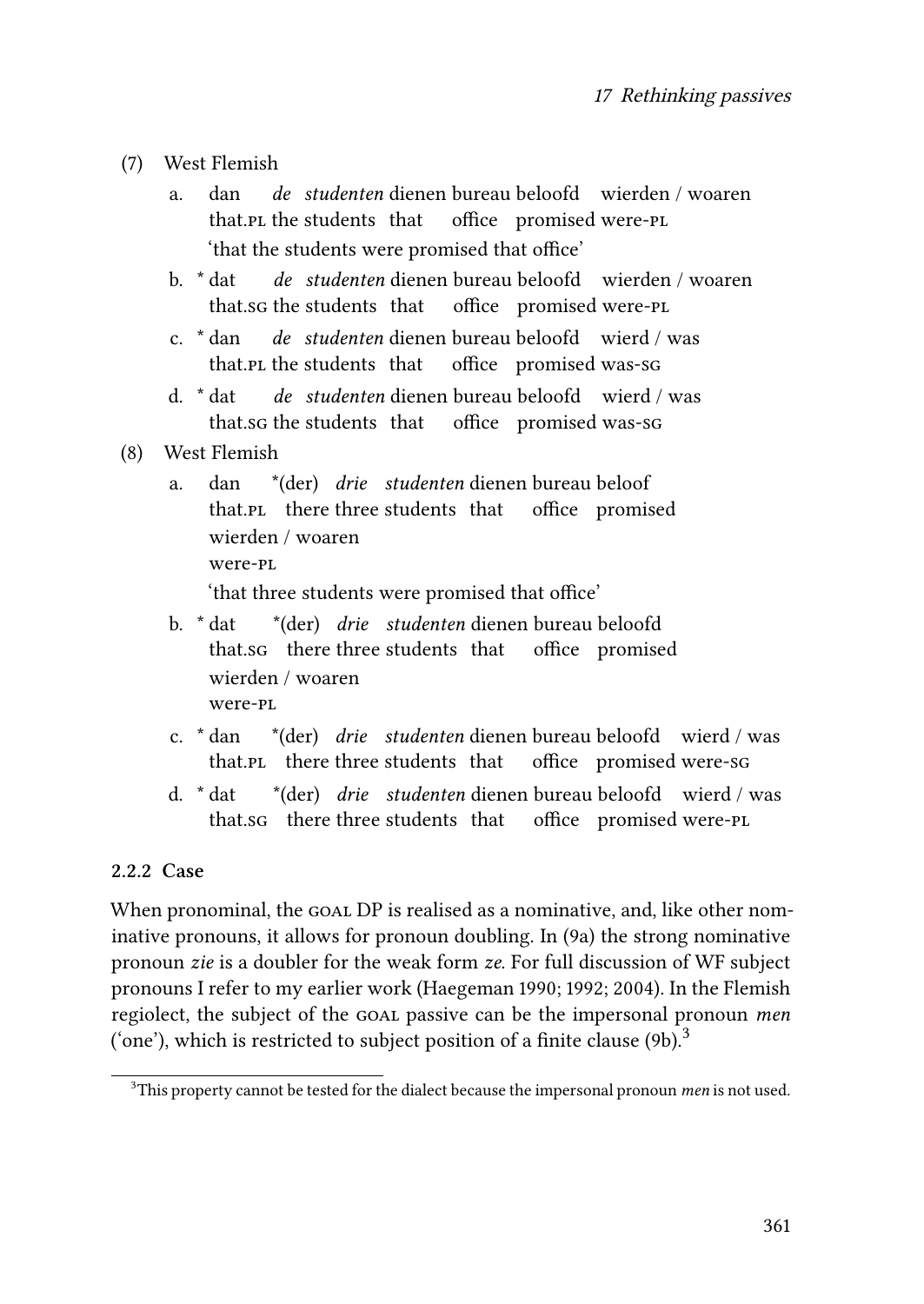(7) West Flemish

a. dan *de studenten* dienen bureau beloofd wierden / woaren
   that.PL the students that office promised were-PL
   'that the students were promised that office'

b. * dat *de studenten* dienen bureau beloofd wierden / woaren
   that.SG the students that office promised were-PL

c. * dan *de studenten* dienen bureau beloofd wierd / was
   that.PL the students that office promised was-SG

d. * dat *de studenten* dienen bureau beloofd wierd / was
   that.SG the students that office promised was-SG

(8) West Flemish

a. dan *(der) *drie studenten* dienen bureau beloof wierden / woaren
   that.PL there three students that office promised were-PL
   'that three students were promised that office'

b. * dat *(der) *drie studenten* dienen bureau beloofd wierden / woaren
   that.SG there three students that office promised were-PL

c. * dan *(der) *drie studenten* dienen bureau beloofd wierd / was
   that.PL there three students that office promised were-SG

d. * dat *(der) *drie studenten* dienen bureau beloofd wierd / was
   that.SG there three students that office promised were-PL

### 2.2.2 Case

When pronominal, the GOAL DP is realised as a nominative, and, like other nominative pronouns, it allows for pronoun doubling. In (9a) the strong nominative pronoun *zie* is a doubler for the weak form *ze*. For full discussion of WF subject pronouns I refer to my earlier work (Haegeman 1990; 1992; 2004). In the Flemish regiolect, the subject of the GOAL passive can be the impersonal pronoun *men* ('one'), which is restricted to subject position of a finite clause (9b).[3]

[3]This property cannot be tested for the dialect because the impersonal pronoun *men* is not used.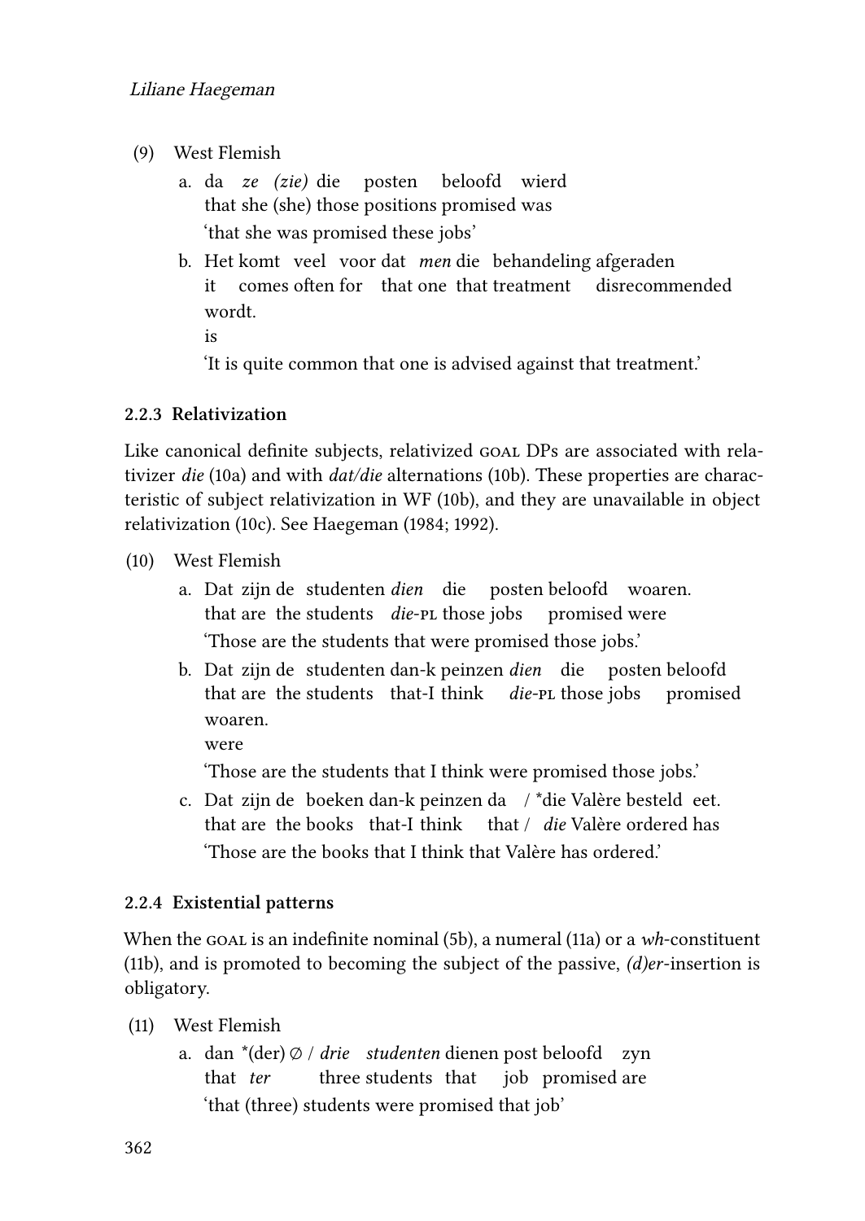(9) West Flemish

a. da *ze* *(zie)* die posten beloofd wierd
   that she (she) those positions promised was
   'that she was promised these jobs'

b. Het komt veel voor dat *men* die behandeling afgeraden wordt.
   it comes often for that one that treatment disrecommended is
   'It is quite common that one is advised against that treatment.'

### 2.2.3 Relativization

Like canonical definite subjects, relativized GOAL DPs are associated with relativizer *die* (10a) and with *dat/die* alternations (10b). These properties are characteristic of subject relativization in WF (10b), and they are unavailable in object relativization (10c). See Haegeman (1984; 1992).

(10) West Flemish

a. Dat zijn de studenten *dien* die posten beloofd woaren.
   that are the students *die*-PL those jobs promised were
   'Those are the students that were promised those jobs.'

b. Dat zijn de studenten dan-k peinzen *dien* die posten beloofd woaren.
   that are the students that-I think *die*-PL those jobs promised were
   'Those are the students that I think were promised those jobs.'

c. Dat zijn de boeken dan-k peinzen da / *die Valère besteld eet.
   that are the books that-I think that / *die* Valère ordered has
   'Those are the books that I think that Valère has ordered.'

### 2.2.4 Existential patterns

When the GOAL is an indefinite nominal (5b), a numeral (11a) or a *wh*-constituent (11b), and is promoted to becoming the subject of the passive, *(d)er*-insertion is obligatory.

(11) West Flemish

a. dan *(der) ∅ / *drie studenten* dienen post beloofd zyn
   that *ter* three students that job promised are
   'that (three) students were promised that job'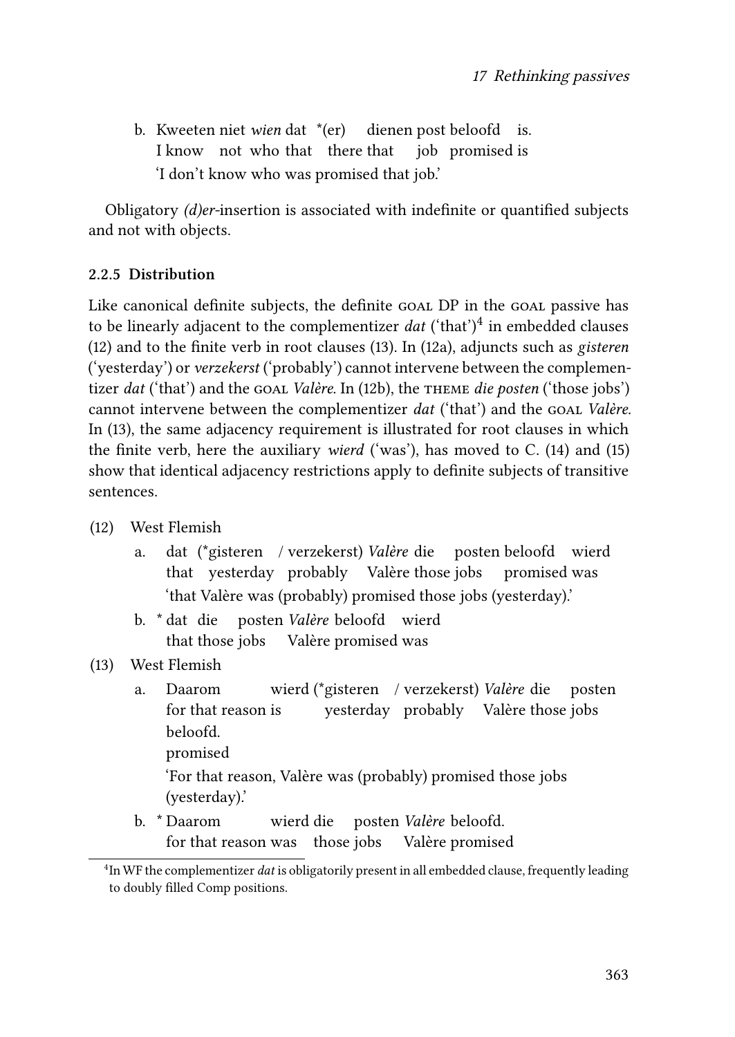b. Kweeten niet *wien* dat \*(er) dienen post beloofd is.
   I know not who that there that job promised is
   'I don't know who was promised that job.'

Obligatory *(d)er*-insertion is associated with indefinite or quantified subjects and not with objects.

### 2.2.5 Distribution

Like canonical definite subjects, the definite GOAL DP in the GOAL passive has to be linearly adjacent to the complementizer *dat* ('that')[4] in embedded clauses (12) and to the finite verb in root clauses (13). In (12a), adjuncts such as *gisteren* ('yesterday') or *verzekerst* ('probably') cannot intervene between the complementizer *dat* ('that') and the GOAL *Valère*. In (12b), the THEME *die posten* ('those jobs') cannot intervene between the complementizer *dat* ('that') and the GOAL *Valère*. In (13), the same adjacency requirement is illustrated for root clauses in which the finite verb, here the auxiliary *wierd* ('was'), has moved to C. (14) and (15) show that identical adjacency restrictions apply to definite subjects of transitive sentences.

(12) West Flemish

a. dat (\*gisteren / verzekerst) *Valère* die posten beloofd wierd
   that yesterday probably Valère those jobs promised was
   'that Valère was (probably) promised those jobs (yesterday).'

b. \* dat die posten *Valère* beloofd wierd
   that those jobs Valère promised was

(13) West Flemish

a. Daarom wierd (\*gisteren / verzekerst) *Valère* die posten beloofd.
   for that reason is yesterday probably Valère those jobs promised
   'For that reason, Valère was (probably) promised those jobs (yesterday).'

b. \* Daarom wierd die posten *Valère* beloofd.
   for that reason was those jobs Valère promised

---

[4] In WF the complementizer *dat* is obligatorily present in all embedded clause, frequently leading to doubly filled Comp positions.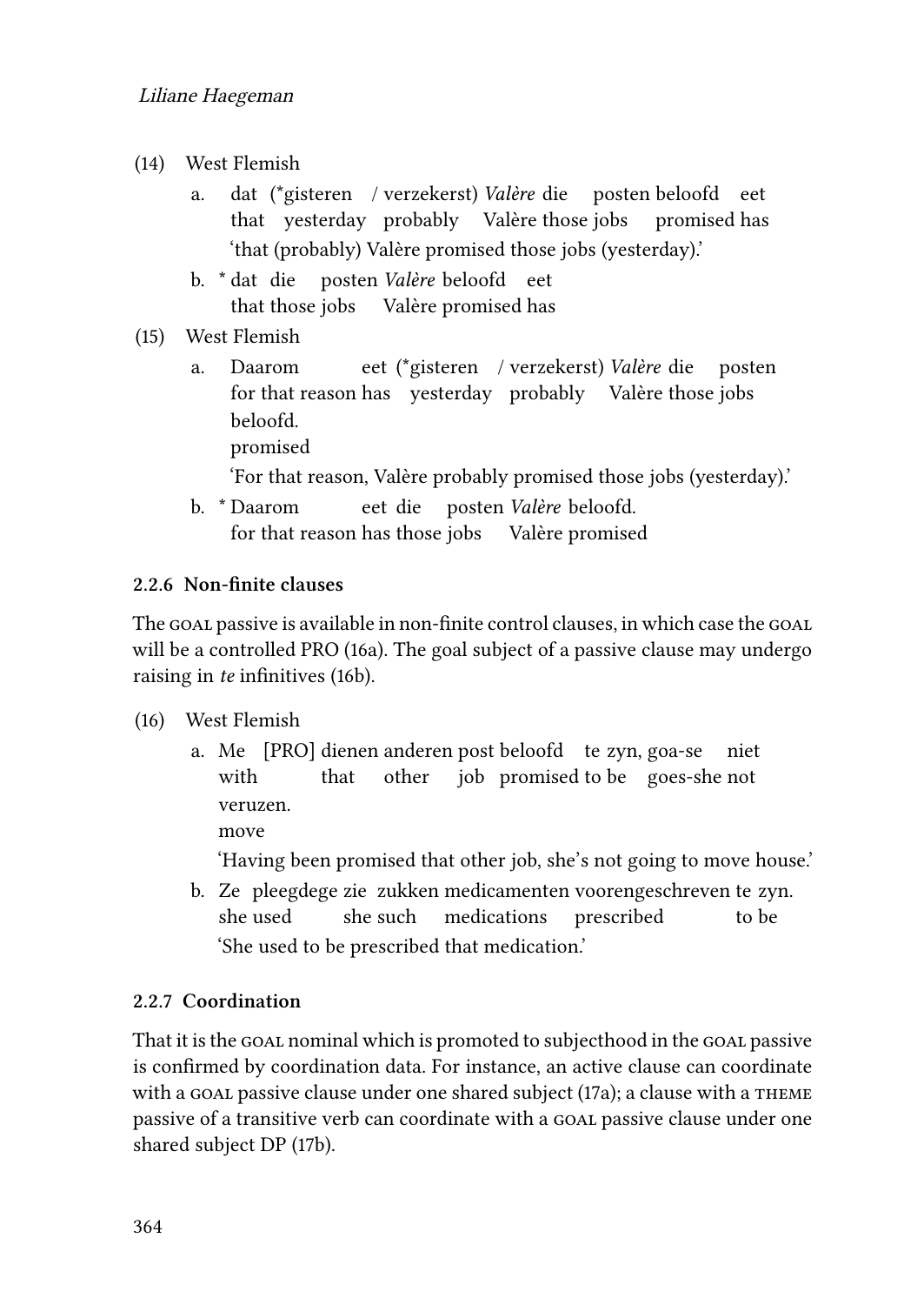(14) West Flemish

a. dat (*gisteren / verzekerst) *Valère* die posten beloofd eet
   that yesterday probably Valère those jobs promised has
   'that (probably) Valère promised those jobs (yesterday).'

b. * dat die posten *Valère* beloofd eet
   that those jobs Valère promised has

(15) West Flemish

a. Daarom eet (*gisteren / verzekerst) *Valère* die posten beloofd.
   for that reason has yesterday probably Valère those jobs promised
   'For that reason, Valère probably promised those jobs (yesterday).'

b. * Daarom eet die posten *Valère* beloofd.
   for that reason has those jobs Valère promised

### 2.2.6 Non-finite clauses

The GOAL passive is available in non-finite control clauses, in which case the GOAL will be a controlled PRO (16a). The goal subject of a passive clause may undergo raising in *te* infinitives (16b).

(16) West Flemish

a. Me [PRO] dienen anderen post beloofd te zyn, goa-se niet veruzen.
   with that other job promised to be goes-she not move
   'Having been promised that other job, she's not going to move house.'

b. Ze pleegdege zie zukken medicamenten voorengeschreven te zyn.
   she used she such medications prescribed to be
   'She used to be prescribed that medication.'

### 2.2.7 Coordination

That it is the GOAL nominal which is promoted to subjecthood in the GOAL passive is confirmed by coordination data. For instance, an active clause can coordinate with a GOAL passive clause under one shared subject (17a); a clause with a THEME passive of a transitive verb can coordinate with a GOAL passive clause under one shared subject DP (17b).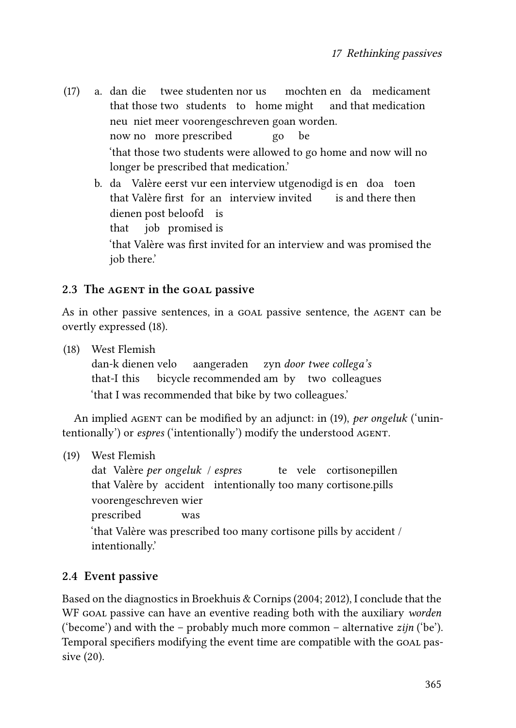(17) a. dan die twee studenten nor us mochten en da medicament
that those two students to home might and that medication
neu niet meer voorengeschreven goan worden.
now no more prescribed go be
'that those two students were allowed to go home and now will no longer be prescribed that medication.'

b. da Valère eerst vur een interview utgenodigd is en doa toen
that Valère first for an interview invited is and there then
dienen post beloofd is
that job promised is
'that Valère was first invited for an interview and was promised the job there.'

## 2.3 The AGENT in the GOAL passive

As in other passive sentences, in a GOAL passive sentence, the AGENT can be overtly expressed (18).

(18) West Flemish
dan-k dienen velo aangeraden zyn *door twee collega's*
that-I this bicycle recommended am by two colleagues
'that I was recommended that bike by two colleagues.'

An implied AGENT can be modified by an adjunct: in (19), *per ongeluk* ('unintentionally') or *espres* ('intentionally') modify the understood AGENT.

(19) West Flemish
dat Valère *per ongeluk* / *espres* te vele cortisonepillen
that Valère by accident intentionally too many cortisone.pills
voorengeschreven wier
prescribed was
'that Valère was prescribed too many cortisone pills by accident / intentionally.'

## 2.4 Event passive

Based on the diagnostics in Broekhuis & Cornips (2004; 2012), I conclude that the WF GOAL passive can have an eventive reading both with the auxiliary *worden* ('become') and with the – probably much more common – alternative *zijn* ('be'). Temporal specifiers modifying the event time are compatible with the GOAL passive (20).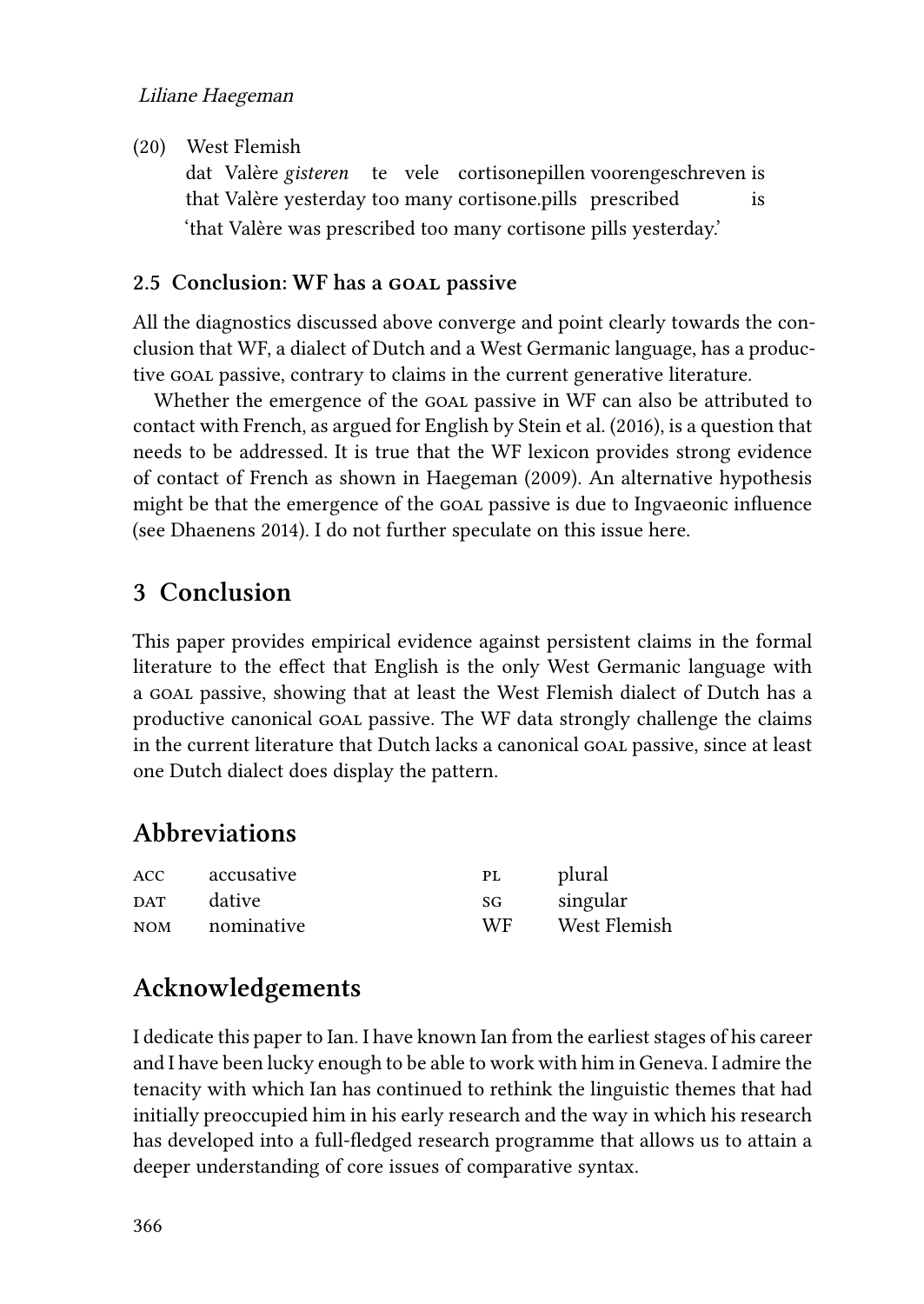(20) West Flemish

dat Valère *gisteren* te vele cortisonepillen voorengeschreven is
that Valère yesterday too many cortisone.pills prescribed is
'that Valère was prescribed too many cortisone pills yesterday.'

### 2.5 Conclusion: WF has a GOAL passive

All the diagnostics discussed above converge and point clearly towards the conclusion that WF, a dialect of Dutch and a West Germanic language, has a productive GOAL passive, contrary to claims in the current generative literature.

Whether the emergence of the GOAL passive in WF can also be attributed to contact with French, as argued for English by Stein et al. (2016), is a question that needs to be addressed. It is true that the WF lexicon provides strong evidence of contact of French as shown in Haegeman (2009). An alternative hypothesis might be that the emergence of the GOAL passive is due to Ingvaeonic influence (see Dhaenens 2014). I do not further speculate on this issue here.

## 3 Conclusion

This paper provides empirical evidence against persistent claims in the formal literature to the effect that English is the only West Germanic language with a GOAL passive, showing that at least the West Flemish dialect of Dutch has a productive canonical GOAL passive. The WF data strongly challenge the claims in the current literature that Dutch lacks a canonical GOAL passive, since at least one Dutch dialect does display the pattern.

## Abbreviations

| | | | |
|---|---|---|---|
| ACC | accusative | PL | plural |
| DAT | dative | SG | singular |
| NOM | nominative | WF | West Flemish |

## Acknowledgements

I dedicate this paper to Ian. I have known Ian from the earliest stages of his career and I have been lucky enough to be able to work with him in Geneva. I admire the tenacity with which Ian has continued to rethink the linguistic themes that had initially preoccupied him in his early research and the way in which his research has developed into a full-fledged research programme that allows us to attain a deeper understanding of core issues of comparative syntax.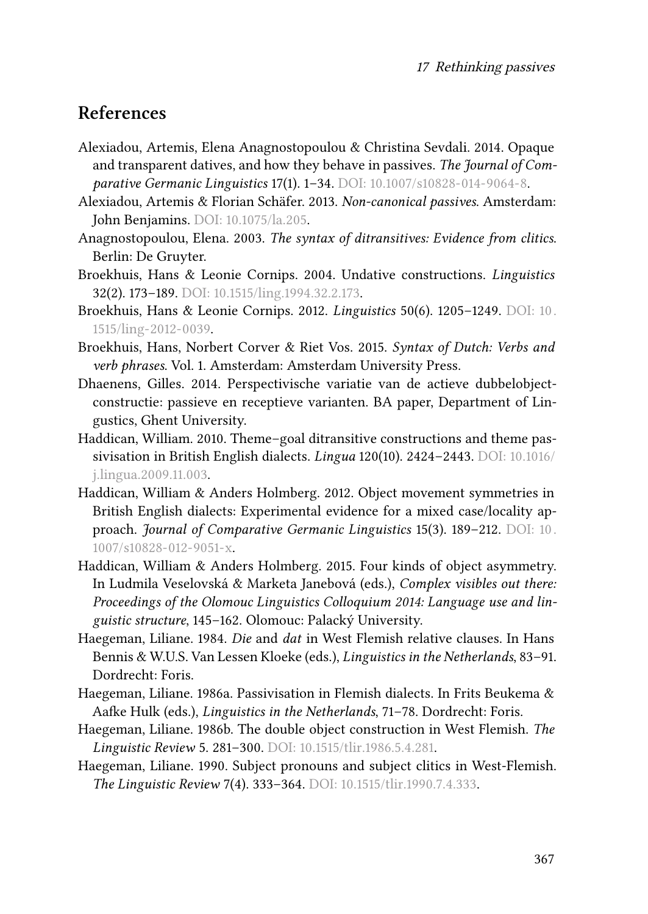## References

Alexiadou, Artemis, Elena Anagnostopoulou & Christina Sevdali. 2014. Opaque and transparent datives, and how they behave in passives. *The Journal of Comparative Germanic Linguistics* 17(1). 1–34. DOI: 10.1007/s10828-014-9064-8.

Alexiadou, Artemis & Florian Schäfer. 2013. *Non-canonical passives*. Amsterdam: John Benjamins. DOI: 10.1075/la.205.

Anagnostopoulou, Elena. 2003. *The syntax of ditransitives: Evidence from clitics*. Berlin: De Gruyter.

Broekhuis, Hans & Leonie Cornips. 2004. Undative constructions. *Linguistics* 32(2). 173–189. DOI: 10.1515/ling.1994.32.2.173.

Broekhuis, Hans & Leonie Cornips. 2012. *Linguistics* 50(6). 1205–1249. DOI: 10.1515/ling-2012-0039.

Broekhuis, Hans, Norbert Corver & Riet Vos. 2015. *Syntax of Dutch: Verbs and verb phrases*. Vol. 1. Amsterdam: Amsterdam University Press.

Dhaenens, Gilles. 2014. Perspectivische variatie van de actieve dubbelobjectconstructie: passieve en receptieve varianten. BA paper, Department of Lingustics, Ghent University.

Haddican, William. 2010. Theme–goal ditransitive constructions and theme passivisation in British English dialects. *Lingua* 120(10). 2424–2443. DOI: 10.1016/j.lingua.2009.11.003.

Haddican, William & Anders Holmberg. 2012. Object movement symmetries in British English dialects: Experimental evidence for a mixed case/locality approach. *Journal of Comparative Germanic Linguistics* 15(3). 189–212. DOI: 10.1007/s10828-012-9051-x.

Haddican, William & Anders Holmberg. 2015. Four kinds of object asymmetry. In Ludmila Veselovská & Marketa Janebová (eds.), *Complex visibles out there: Proceedings of the Olomouc Linguistics Colloquium 2014: Language use and linguistic structure*, 145–162. Olomouc: Palacký University.

Haegeman, Liliane. 1984. *Die* and *dat* in West Flemish relative clauses. In Hans Bennis & W.U.S. Van Lessen Kloeke (eds.), *Linguistics in the Netherlands*, 83–91. Dordrecht: Foris.

Haegeman, Liliane. 1986a. Passivisation in Flemish dialects. In Frits Beukema & Aafke Hulk (eds.), *Linguistics in the Netherlands*, 71–78. Dordrecht: Foris.

Haegeman, Liliane. 1986b. The double object construction in West Flemish. *The Linguistic Review* 5. 281–300. DOI: 10.1515/tlir.1986.5.4.281.

Haegeman, Liliane. 1990. Subject pronouns and subject clitics in West-Flemish. *The Linguistic Review* 7(4). 333–364. DOI: 10.1515/tlir.1990.7.4.333.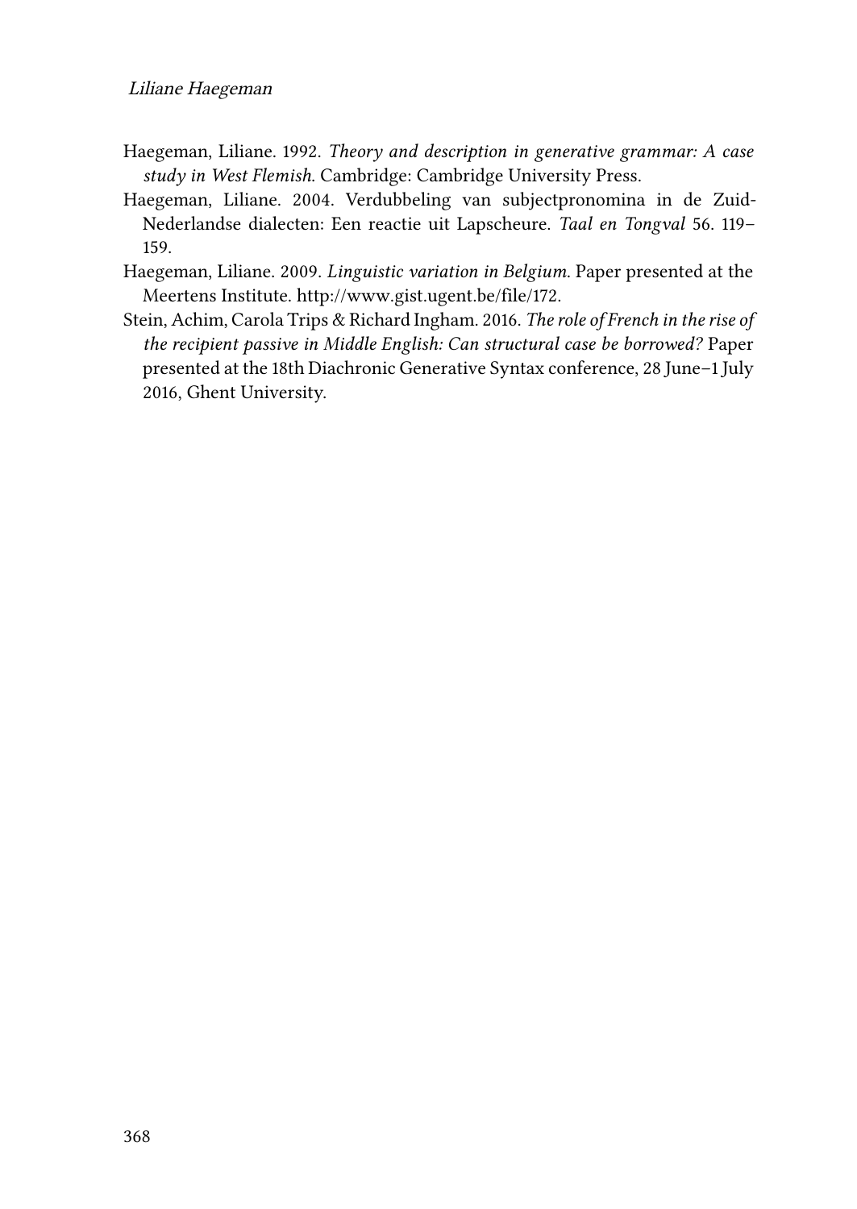Haegeman, Liliane. 1992. *Theory and description in generative grammar: A case study in West Flemish*. Cambridge: Cambridge University Press.

Haegeman, Liliane. 2004. Verdubbeling van subjectpronomina in de Zuid-Nederlandse dialecten: Een reactie uit Lapscheure. *Taal en Tongval* 56. 119–159.

Haegeman, Liliane. 2009. *Linguistic variation in Belgium*. Paper presented at the Meertens Institute. http://www.gist.ugent.be/file/172.

Stein, Achim, Carola Trips & Richard Ingham. 2016. *The role of French in the rise of the recipient passive in Middle English: Can structural case be borrowed?* Paper presented at the 18th Diachronic Generative Syntax conference, 28 June–1 July 2016, Ghent University.